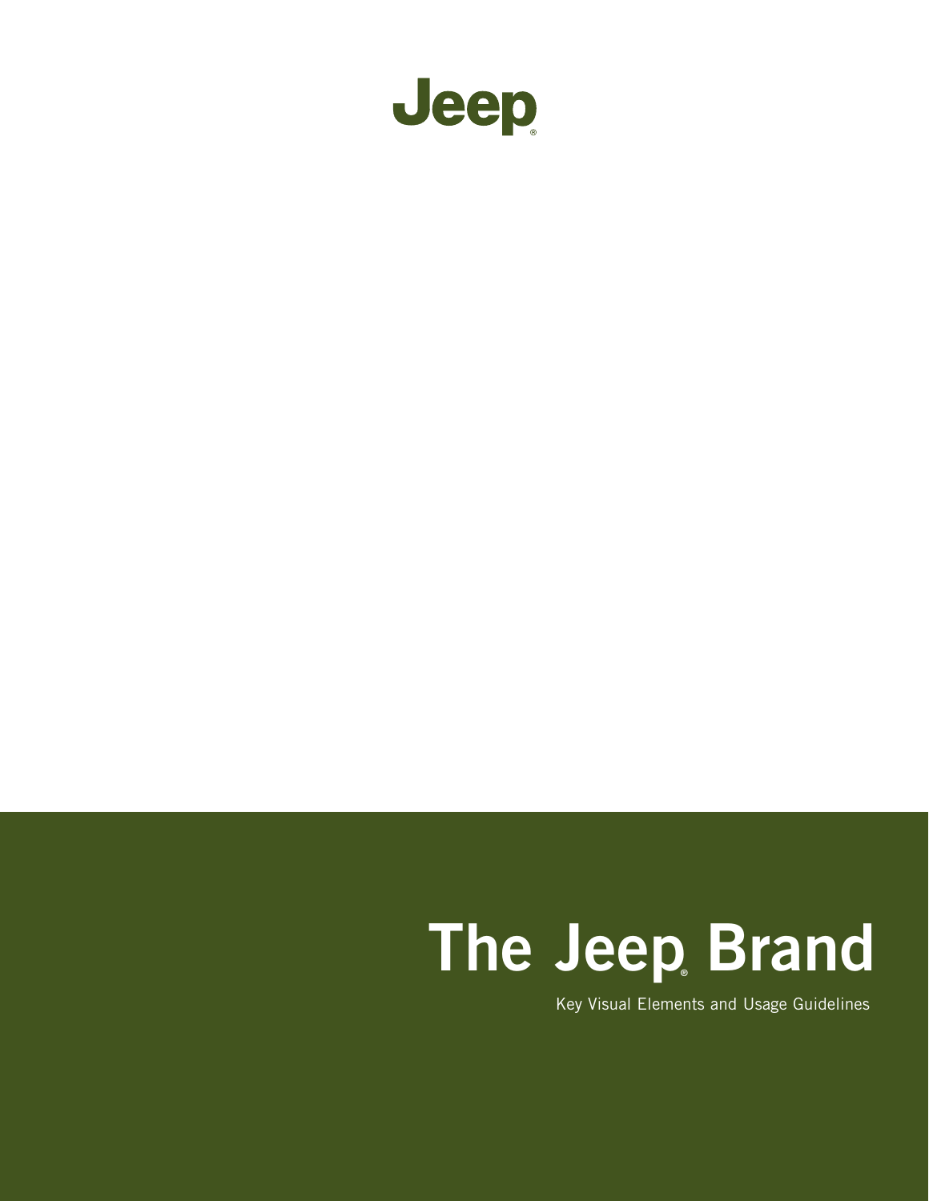Jeep®

# The Jeep® Brand

Key Visual Elements and Usage Guidelines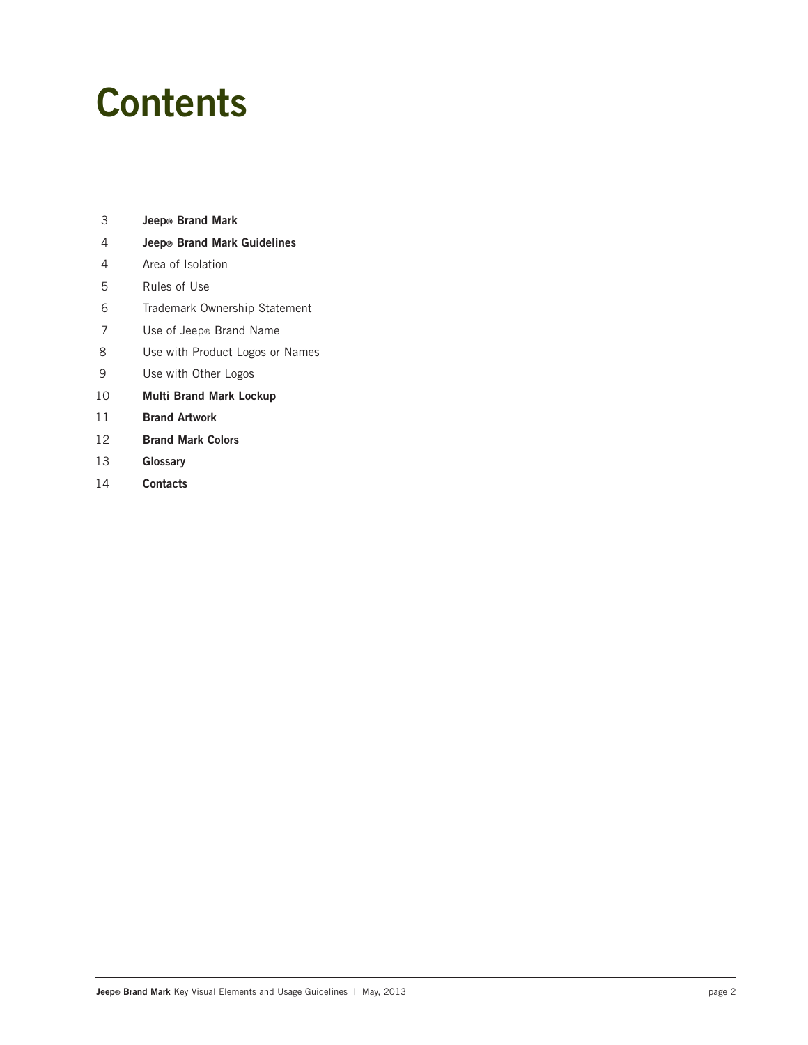# Contents

| | |
|---|---|
| 3 | **Jeep® Brand Mark** |
| 4 | **Jeep® Brand Mark Guidelines** |
| 4 | Area of Isolation |
| 5 | Rules of Use |
| 6 | Trademark Ownership Statement |
| 7 | Use of Jeep® Brand Name |
| 8 | Use with Product Logos or Names |
| 9 | Use with Other Logos |
| 10 | **Multi Brand Mark Lockup** |
| 11 | **Brand Artwork** |
| 12 | **Brand Mark Colors** |
| 13 | **Glossary** |
| 14 | **Contacts** |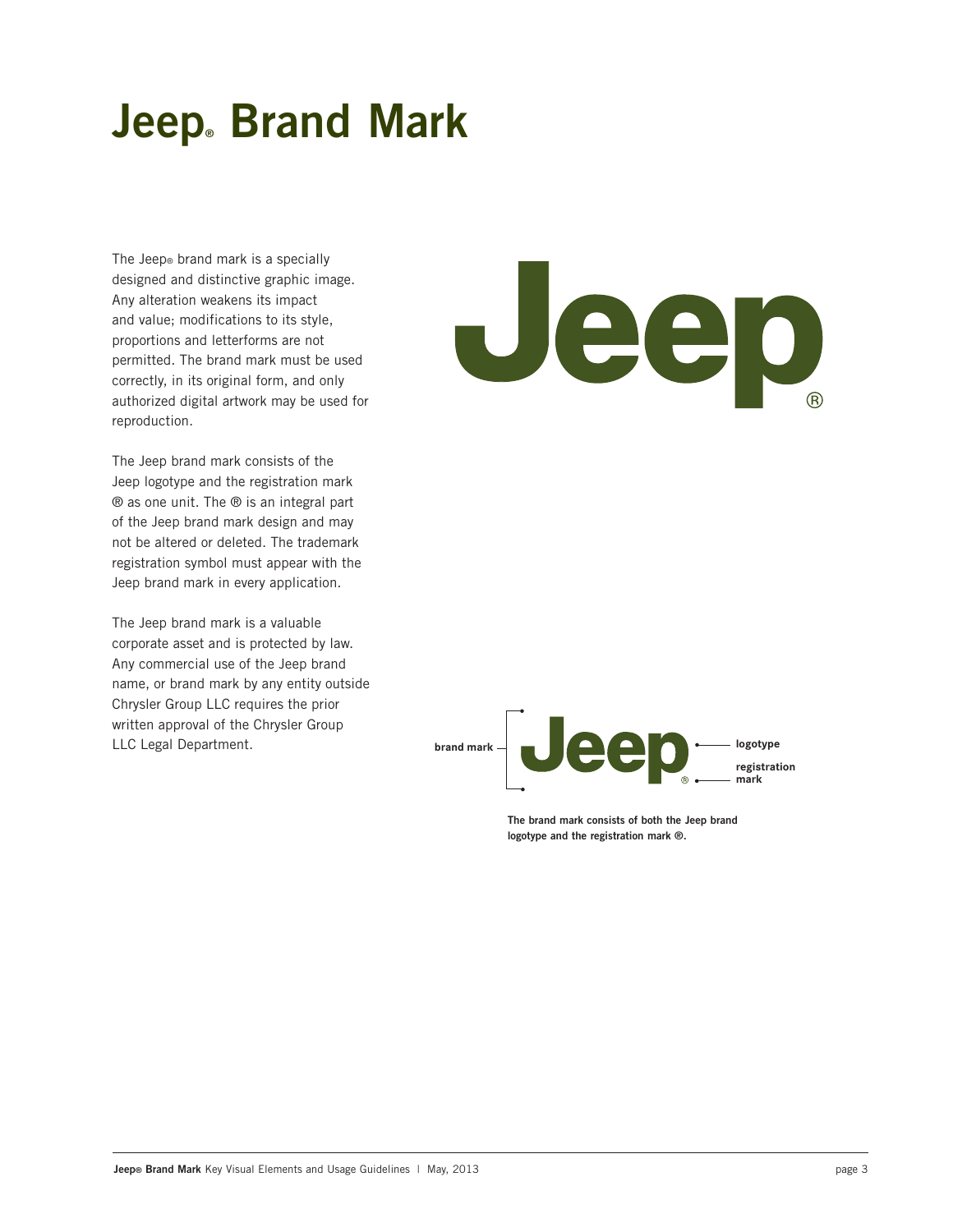# Jeep® Brand Mark

The Jeep® brand mark is a specially designed and distinctive graphic image. Any alteration weakens its impact and value; modifications to its style, proportions and letterforms are not permitted. The brand mark must be used correctly, in its original form, and only authorized digital artwork may be used for reproduction.

The Jeep brand mark consists of the Jeep logotype and the registration mark ® as one unit. The ® is an integral part of the Jeep brand mark design and may not be altered or deleted. The trademark registration symbol must appear with the Jeep brand mark in every application.

The Jeep brand mark is a valuable corporate asset and is protected by law. Any commercial use of the Jeep brand name, or brand mark by any entity outside Chrysler Group LLC requires the prior written approval of the Chrysler Group LLC Legal Department.

brand mark

logotype

registration mark

**The brand mark consists of both the Jeep brand logotype and the registration mark ®.**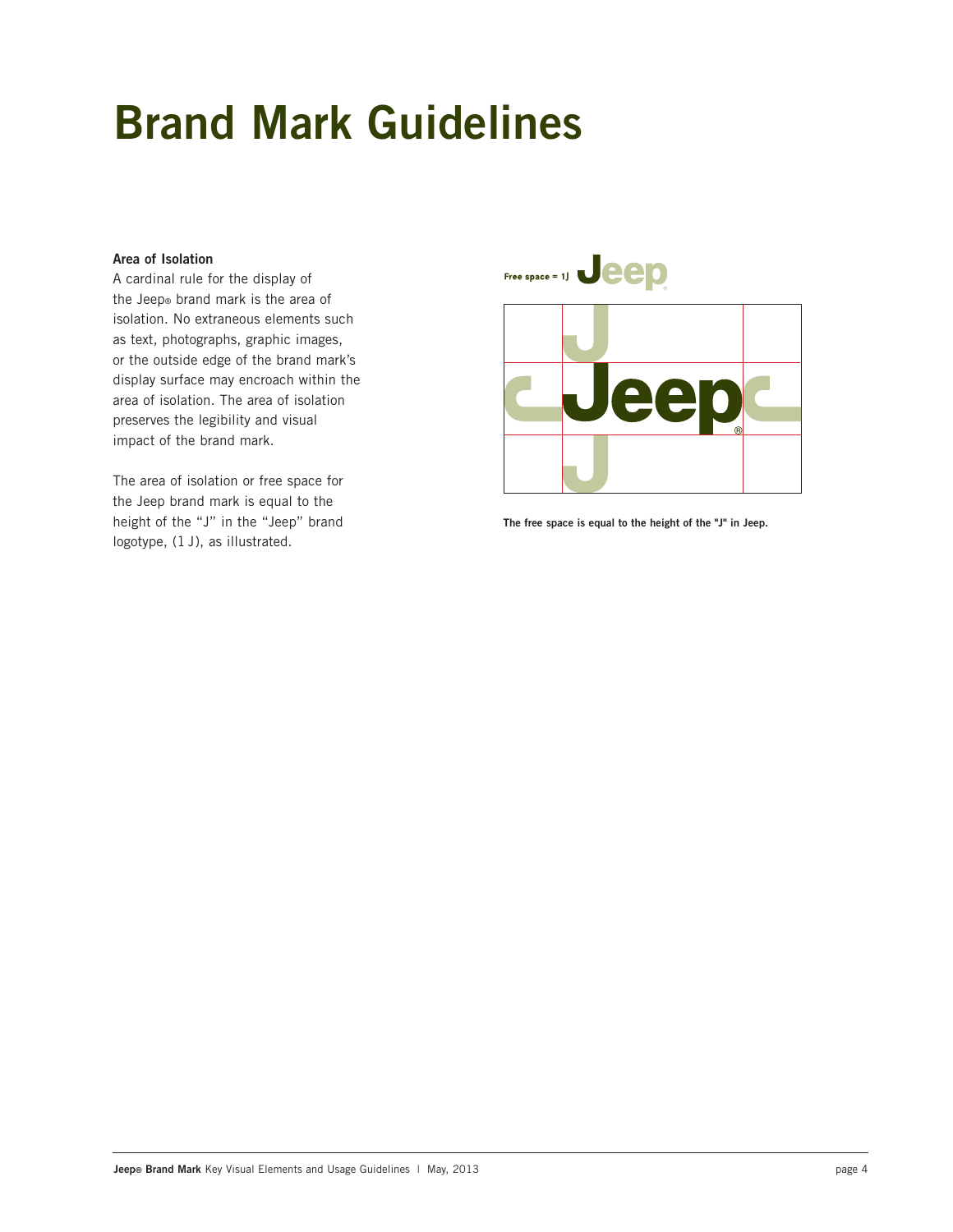# Brand Mark Guidelines

**Area of Isolation**

A cardinal rule for the display of the Jeep® brand mark is the area of isolation. No extraneous elements such as text, photographs, graphic images, or the outside edge of the brand mark's display surface may encroach within the area of isolation. The area of isolation preserves the legibility and visual impact of the brand mark.

The area of isolation or free space for the Jeep brand mark is equal to the height of the "J" in the "Jeep" brand logotype, (1 J), as illustrated.

**Free space = 1J**

**The free space is equal to the height of the "J" in Jeep.**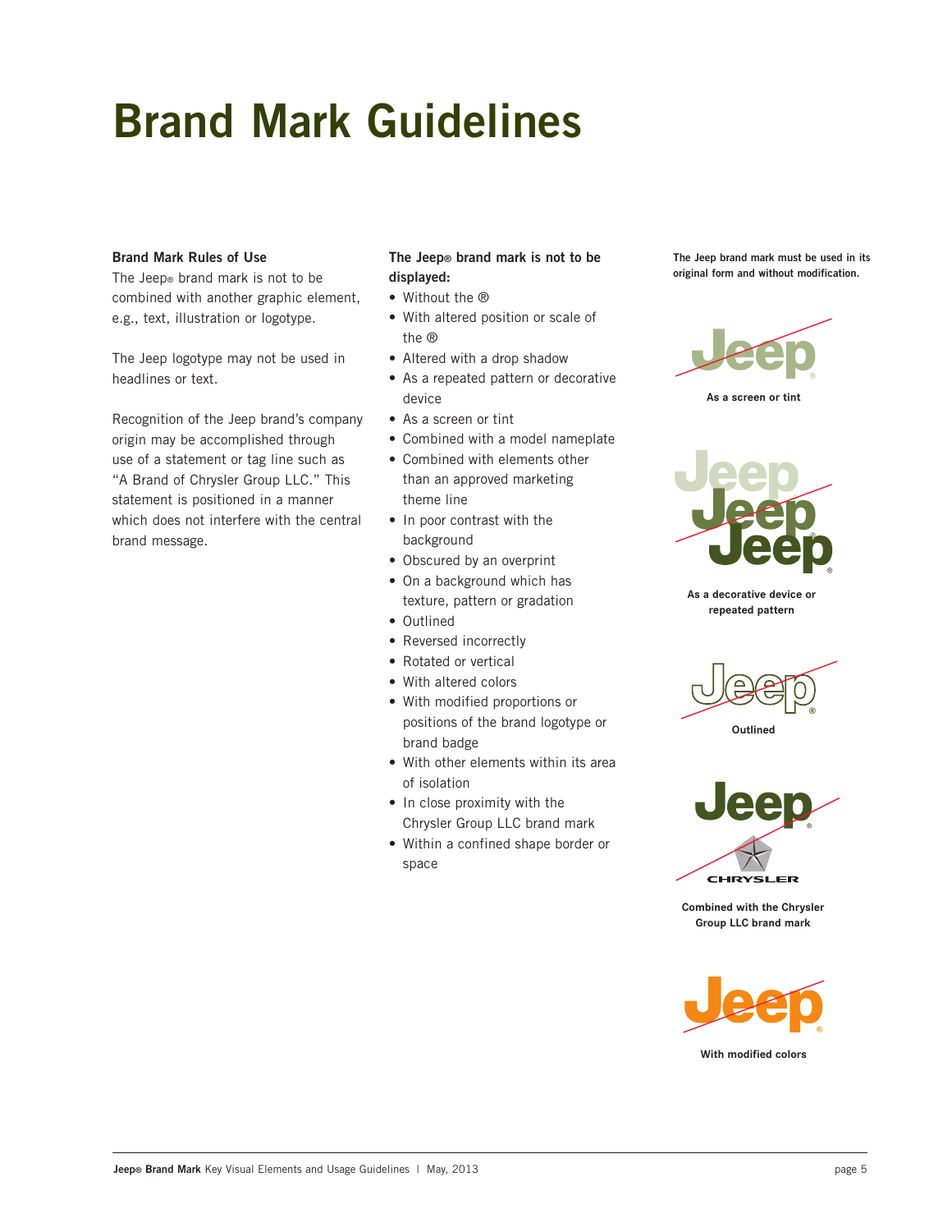# Brand Mark Guidelines

**Brand Mark Rules of Use**

The Jeep® brand mark is not to be combined with another graphic element, e.g., text, illustration or logotype.

The Jeep logotype may not be used in headlines or text.

Recognition of the Jeep brand's company origin may be accomplished through use of a statement or tag line such as "A Brand of Chrysler Group LLC." This statement is positioned in a manner which does not interfere with the central brand message.

**The Jeep® brand mark is not to be displayed:**

- Without the ®
- With altered position or scale of the ®
- Altered with a drop shadow
- As a repeated pattern or decorative device
- As a screen or tint
- Combined with a model nameplate
- Combined with elements other than an approved marketing theme line
- In poor contrast with the background
- Obscured by an overprint
- On a background which has texture, pattern or gradation
- Outlined
- Reversed incorrectly
- Rotated or vertical
- With altered colors
- With modified proportions or positions of the brand logotype or brand badge
- With other elements within its area of isolation
- In close proximity with the Chrysler Group LLC brand mark
- Within a confined shape border or space

**The Jeep brand mark must be used in its original form and without modification.**

As a screen or tint

As a decorative device or repeated pattern

Outlined

Combined with the Chrysler Group LLC brand mark

With modified colors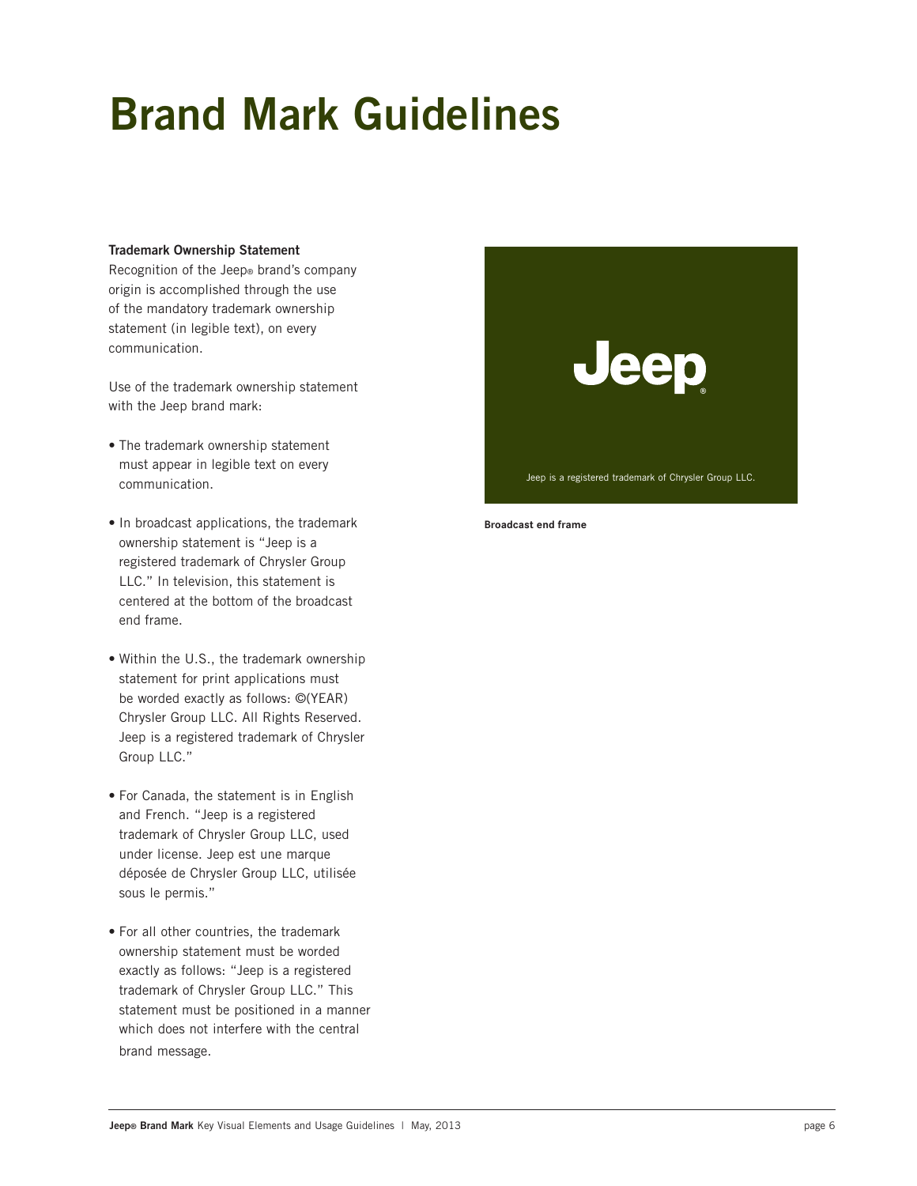# Brand Mark Guidelines

**Trademark Ownership Statement**

Recognition of the Jeep® brand's company origin is accomplished through the use of the mandatory trademark ownership statement (in legible text), on every communication.

Use of the trademark ownership statement with the Jeep brand mark:

- The trademark ownership statement must appear in legible text on every communication.
- In broadcast applications, the trademark ownership statement is "Jeep is a registered trademark of Chrysler Group LLC." In television, this statement is centered at the bottom of the broadcast end frame.
- Within the U.S., the trademark ownership statement for print applications must be worded exactly as follows: ©(YEAR) Chrysler Group LLC. All Rights Reserved. Jeep is a registered trademark of Chrysler Group LLC."
- For Canada, the statement is in English and French. "Jeep is a registered trademark of Chrysler Group LLC, used under license. Jeep est une marque déposée de Chrysler Group LLC, utilisée sous le permis."
- For all other countries, the trademark ownership statement must be worded exactly as follows: "Jeep is a registered trademark of Chrysler Group LLC." This statement must be positioned in a manner which does not interfere with the central brand message.

Jeep®

Jeep is a registered trademark of Chrysler Group LLC.

**Broadcast end frame**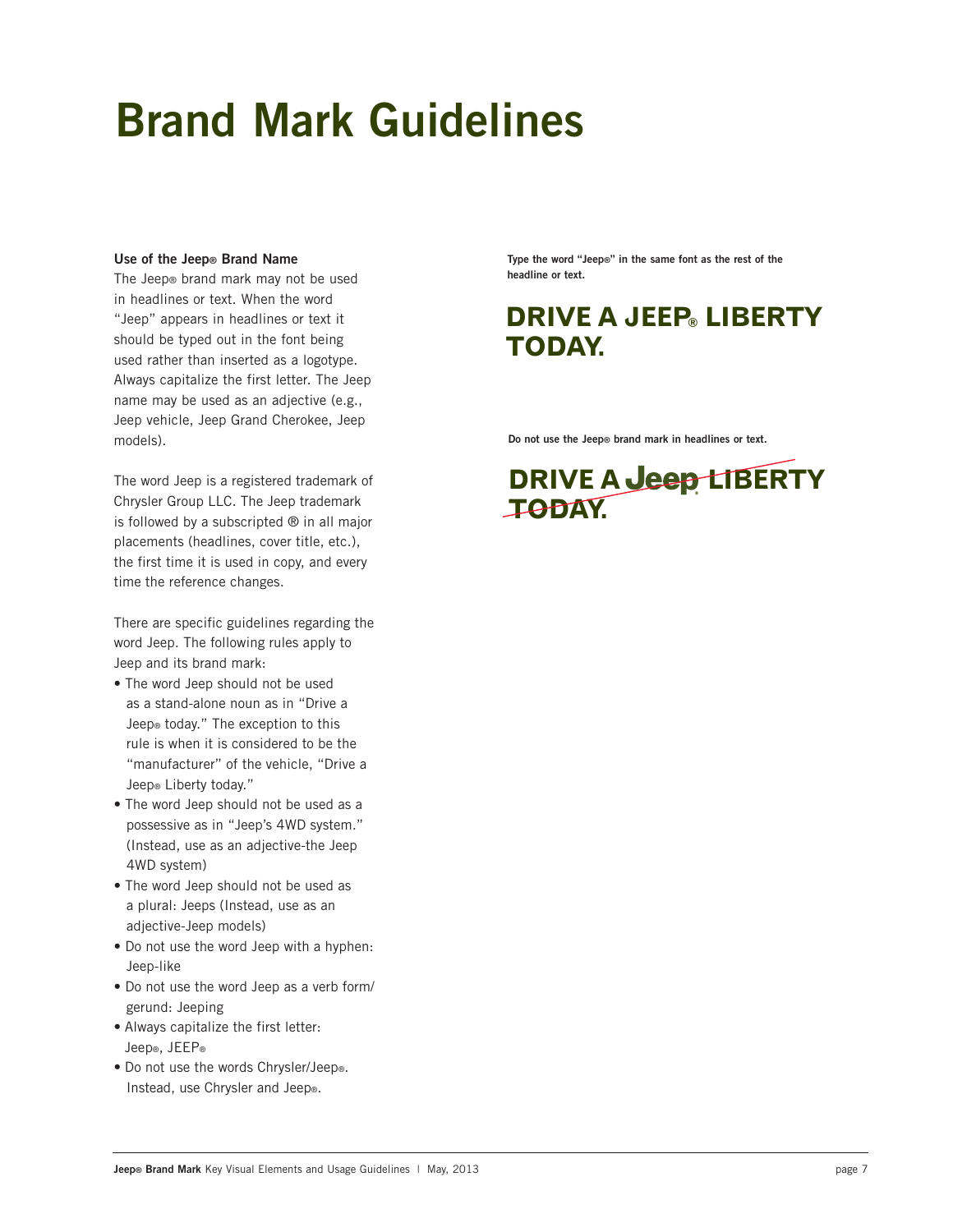# Brand Mark Guidelines

**Use of the Jeep® Brand Name**

The Jeep® brand mark may not be used in headlines or text. When the word "Jeep" appears in headlines or text it should be typed out in the font being used rather than inserted as a logotype. Always capitalize the first letter. The Jeep name may be used as an adjective (e.g., Jeep vehicle, Jeep Grand Cherokee, Jeep models).

The word Jeep is a registered trademark of Chrysler Group LLC. The Jeep trademark is followed by a subscripted ® in all major placements (headlines, cover title, etc.), the first time it is used in copy, and every time the reference changes.

There are specific guidelines regarding the word Jeep. The following rules apply to Jeep and its brand mark:

- The word Jeep should not be used as a stand-alone noun as in "Drive a Jeep® today." The exception to this rule is when it is considered to be the "manufacturer" of the vehicle, "Drive a Jeep® Liberty today."
- The word Jeep should not be used as a possessive as in "Jeep's 4WD system." (Instead, use as an adjective-the Jeep 4WD system)
- The word Jeep should not be used as a plural: Jeeps (Instead, use as an adjective-Jeep models)
- Do not use the word Jeep with a hyphen: Jeep-like
- Do not use the word Jeep as a verb form/ gerund: Jeeping
- Always capitalize the first letter: Jeep®, JEEP®
- Do not use the words Chrysler/Jeep®. Instead, use Chrysler and Jeep®.

**Type the word "Jeep®" in the same font as the rest of the headline or text.**

**DRIVE A JEEP® LIBERTY TODAY.**

**Do not use the Jeep® brand mark in headlines or text.**

~~**DRIVE A Jeep® LIBERTY TODAY.**~~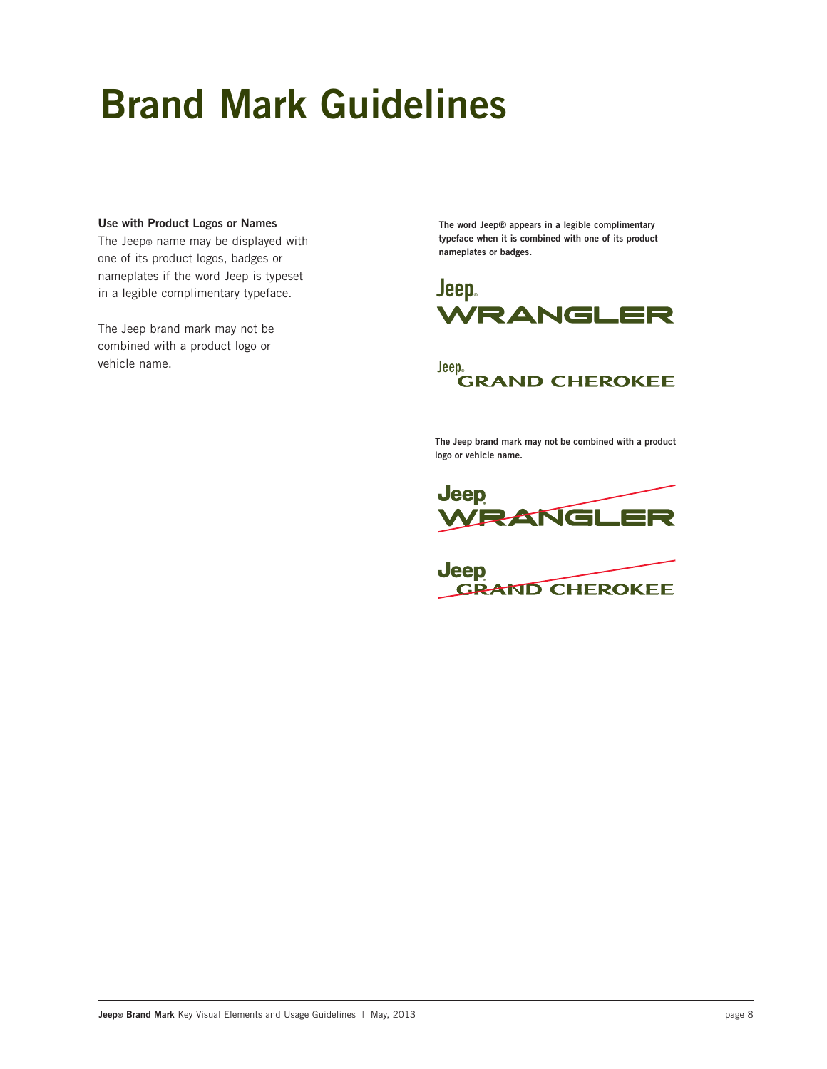# Brand Mark Guidelines

**Use with Product Logos or Names**

The Jeep® name may be displayed with one of its product logos, badges or nameplates if the word Jeep is typeset in a legible complimentary typeface.

The Jeep brand mark may not be combined with a product logo or vehicle name.

**The word Jeep® appears in a legible complimentary typeface when it is combined with one of its product nameplates or badges.**

Jeep®
WRANGLER

Jeep®
GRAND CHEROKEE

**The Jeep brand mark may not be combined with a product logo or vehicle name.**

Jeep
WRANGLER

Jeep
GRAND CHEROKEE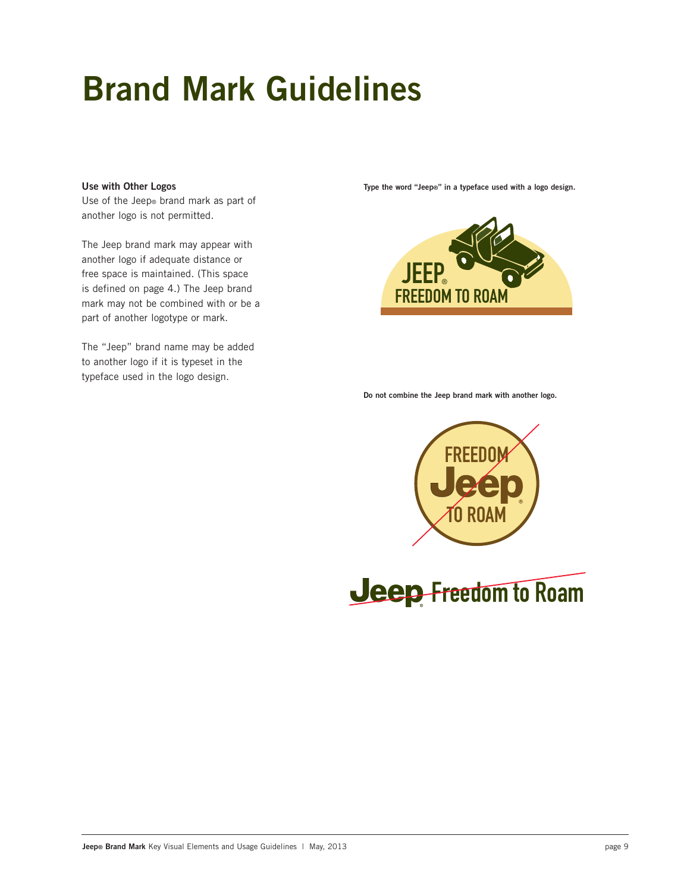# Brand Mark Guidelines

**Use with Other Logos**

Use of the Jeep® brand mark as part of another logo is not permitted.

The Jeep brand mark may appear with another logo if adequate distance or free space is maintained. (This space is defined on page 4.) The Jeep brand mark may not be combined with or be a part of another logotype or mark.

The "Jeep" brand name may be added to another logo if it is typeset in the typeface used in the logo design.

**Type the word "Jeep®" in a typeface used with a logo design.**

JEEP®
FREEDOM TO ROAM

**Do not combine the Jeep brand mark with another logo.**

FREEDOM
Jeep®
TO ROAM

Jeep® Freedom to Roam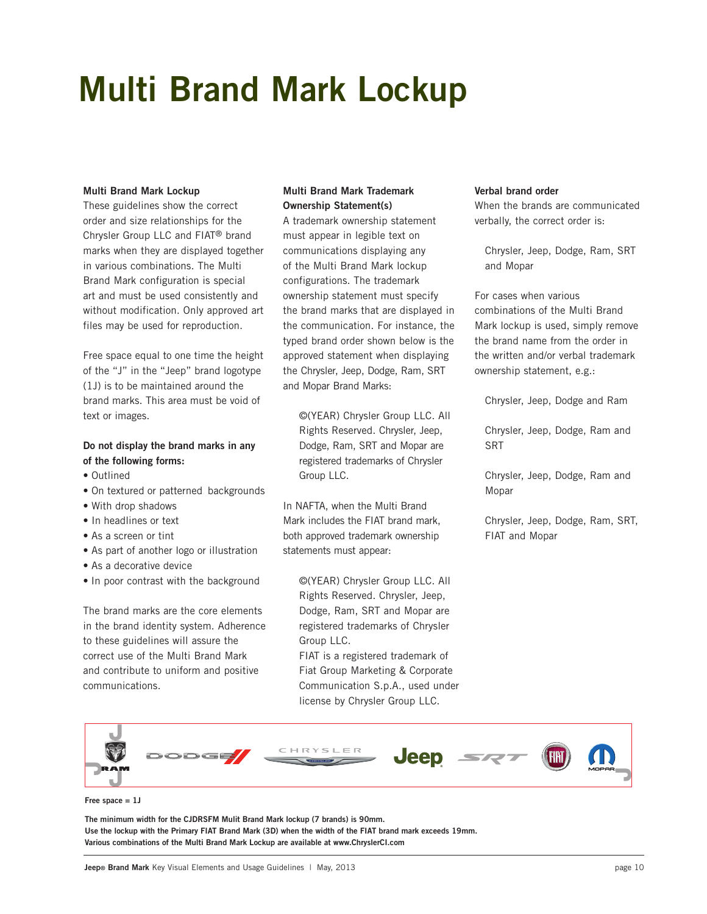# Multi Brand Mark Lockup

**Multi Brand Mark Lockup**

These guidelines show the correct order and size relationships for the Chrysler Group LLC and FIAT® brand marks when they are displayed together in various combinations. The Multi Brand Mark configuration is special art and must be used consistently and without modification. Only approved art files may be used for reproduction.

Free space equal to one time the height of the "J" in the "Jeep" brand logotype (1J) is to be maintained around the brand marks. This area must be void of text or images.

**Do not display the brand marks in any of the following forms:**

- Outlined
- On textured or patterned backgrounds
- With drop shadows
- In headlines or text
- As a screen or tint
- As part of another logo or illustration
- As a decorative device
- In poor contrast with the background

The brand marks are the core elements in the brand identity system. Adherence to these guidelines will assure the correct use of the Multi Brand Mark and contribute to uniform and positive communications.

**Multi Brand Mark Trademark Ownership Statement(s)**

A trademark ownership statement must appear in legible text on communications displaying any of the Multi Brand Mark lockup configurations. The trademark ownership statement must specify the brand marks that are displayed in the communication. For instance, the typed brand order shown below is the approved statement when displaying the Chrysler, Jeep, Dodge, Ram, SRT and Mopar Brand Marks:

> ©(YEAR) Chrysler Group LLC. All Rights Reserved. Chrysler, Jeep, Dodge, Ram, SRT and Mopar are registered trademarks of Chrysler Group LLC.

In NAFTA, when the Multi Brand Mark includes the FIAT brand mark, both approved trademark ownership statements must appear:

> ©(YEAR) Chrysler Group LLC. All Rights Reserved. Chrysler, Jeep, Dodge, Ram, SRT and Mopar are registered trademarks of Chrysler Group LLC.
> FIAT is a registered trademark of Fiat Group Marketing & Corporate Communication S.p.A., used under license by Chrysler Group LLC.

**Verbal brand order**

When the brands are communicated verbally, the correct order is:

> Chrysler, Jeep, Dodge, Ram, SRT and Mopar

For cases when various combinations of the Multi Brand Mark lockup is used, simply remove the brand name from the order in the written and/or verbal trademark ownership statement, e.g.:

> Chrysler, Jeep, Dodge and Ram
>
> Chrysler, Jeep, Dodge, Ram and SRT
>
> Chrysler, Jeep, Dodge, Ram and Mopar
>
> Chrysler, Jeep, Dodge, Ram, SRT, FIAT and Mopar

**Free space = 1J**

**The minimum width for the CJDRSFM Mulit Brand Mark lockup (7 brands) is 90mm.**
**Use the lockup with the Primary FIAT Brand Mark (3D) when the width of the FIAT brand mark exceeds 19mm.**
**Various combinations of the Multi Brand Mark Lockup are available at www.ChryslerCI.com**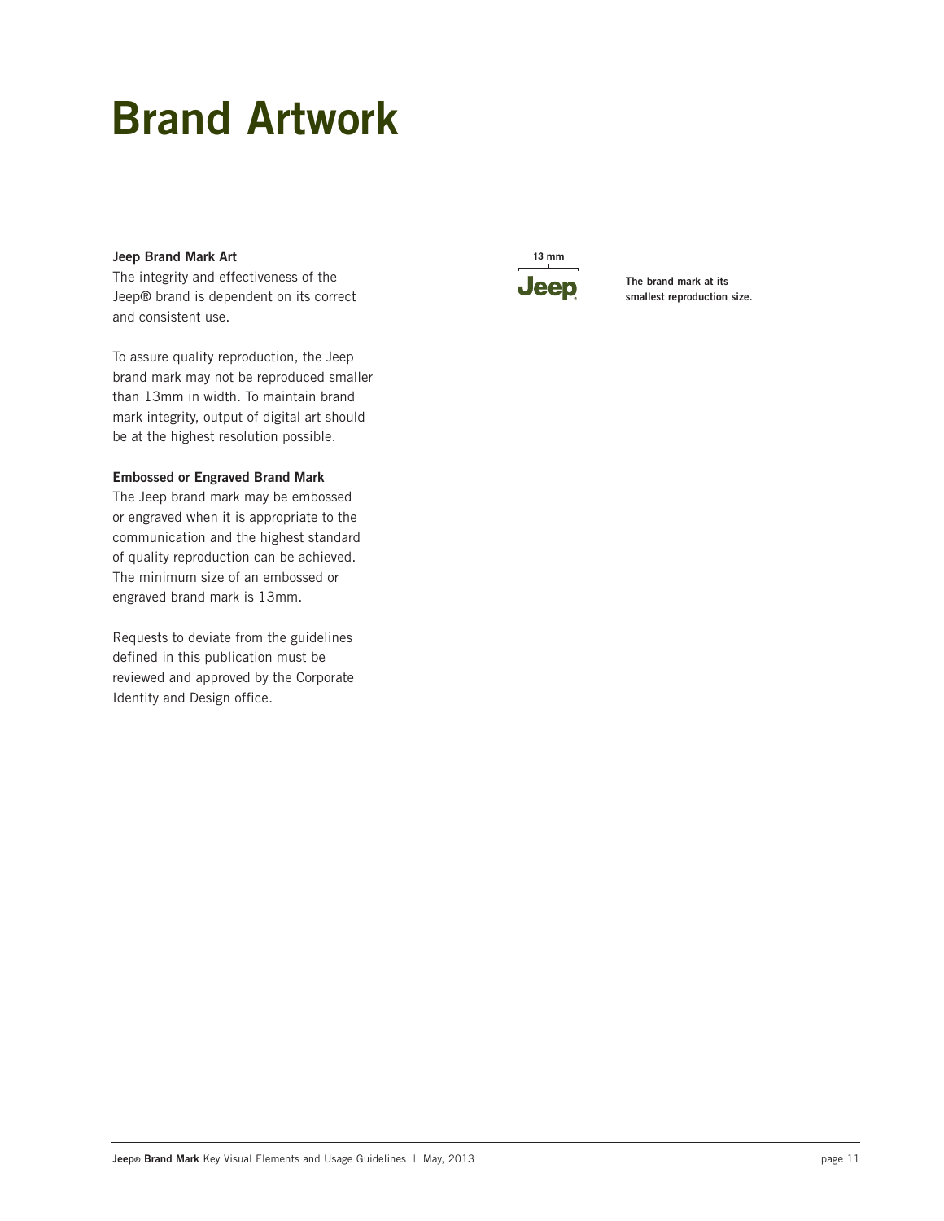# Brand Artwork

**Jeep Brand Mark Art**

The integrity and effectiveness of the Jeep® brand is dependent on its correct and consistent use.

To assure quality reproduction, the Jeep brand mark may not be reproduced smaller than 13mm in width. To maintain brand mark integrity, output of digital art should be at the highest resolution possible.

**Embossed or Engraved Brand Mark**

The Jeep brand mark may be embossed or engraved when it is appropriate to the communication and the highest standard of quality reproduction can be achieved. The minimum size of an embossed or engraved brand mark is 13mm.

Requests to deviate from the guidelines defined in this publication must be reviewed and approved by the Corporate Identity and Design office.

13 mm

**The brand mark at its smallest reproduction size.**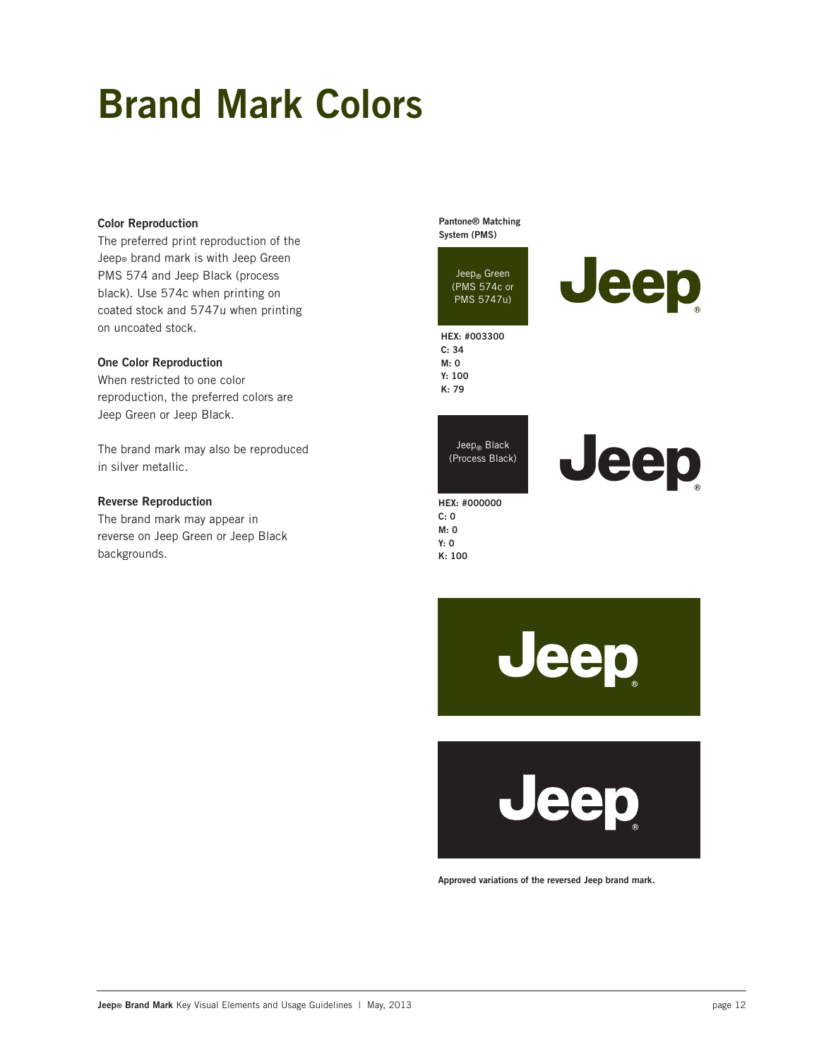# Brand Mark Colors

**Color Reproduction**

The preferred print reproduction of the Jeep® brand mark is with Jeep Green PMS 574 and Jeep Black (process black). Use 574c when printing on coated stock and 5747u when printing on uncoated stock.

**One Color Reproduction**

When restricted to one color reproduction, the preferred colors are Jeep Green or Jeep Black.

The brand mark may also be reproduced in silver metallic.

**Reverse Reproduction**

The brand mark may appear in reverse on Jeep Green or Jeep Black backgrounds.

**Pantone® Matching System (PMS)**

Jeep® Green (PMS 574c or PMS 5747u)

**HEX: #003300**
**C: 34**
**M: 0**
**Y: 100**
**K: 79**

Jeep® Black (Process Black)

**HEX: #000000**
**C: 0**
**M: 0**
**Y: 0**
**K: 100**

**Approved variations of the reversed Jeep brand mark.**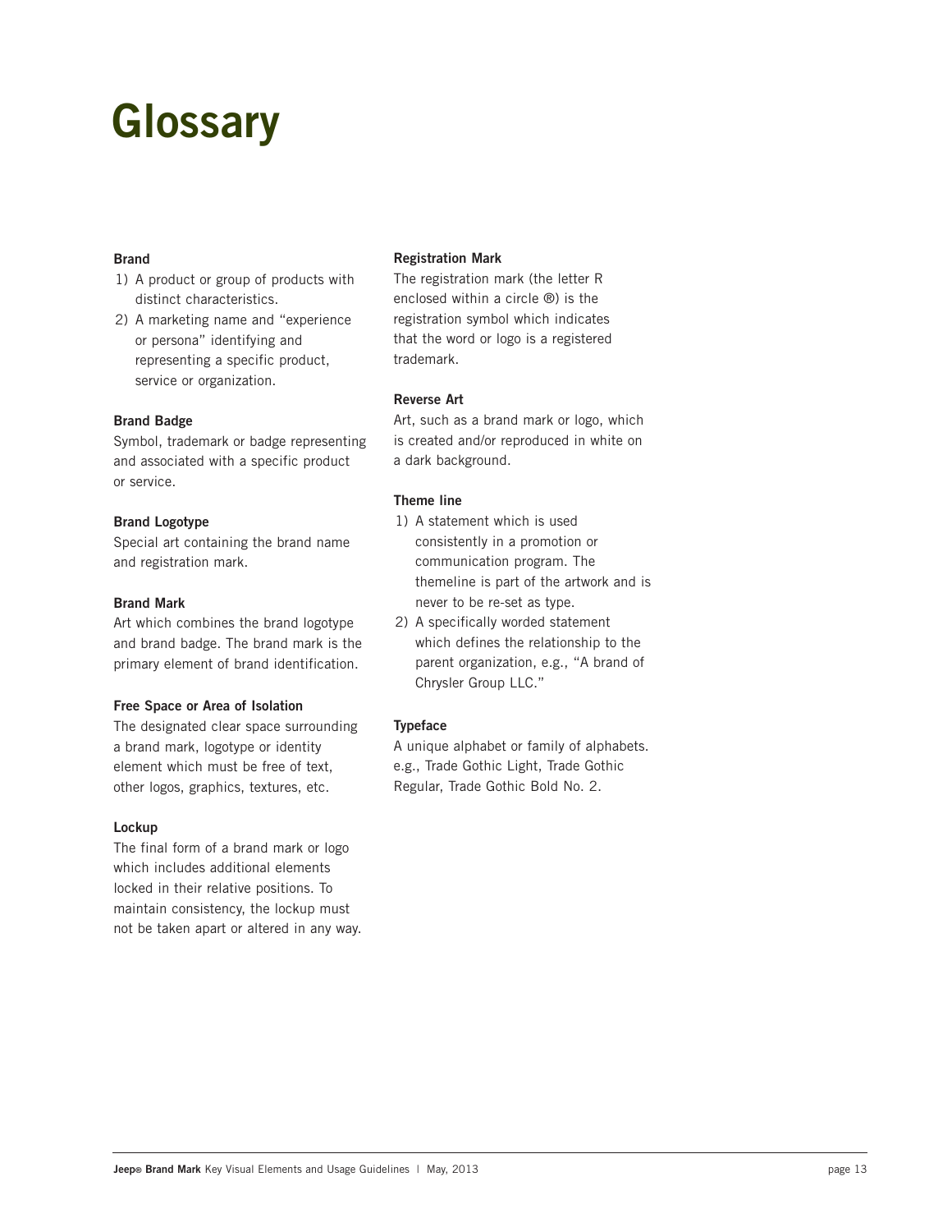# Glossary

**Brand**

1) A product or group of products with distinct characteristics.
2) A marketing name and "experience or persona" identifying and representing a specific product, service or organization.

**Brand Badge**

Symbol, trademark or badge representing and associated with a specific product or service.

**Brand Logotype**

Special art containing the brand name and registration mark.

**Brand Mark**

Art which combines the brand logotype and brand badge. The brand mark is the primary element of brand identification.

**Free Space or Area of Isolation**

The designated clear space surrounding a brand mark, logotype or identity element which must be free of text, other logos, graphics, textures, etc.

**Lockup**

The final form of a brand mark or logo which includes additional elements locked in their relative positions. To maintain consistency, the lockup must not be taken apart or altered in any way.

**Registration Mark**

The registration mark (the letter R enclosed within a circle ®) is the registration symbol which indicates that the word or logo is a registered trademark.

**Reverse Art**

Art, such as a brand mark or logo, which is created and/or reproduced in white on a dark background.

**Theme line**

1) A statement which is used consistently in a promotion or communication program. The themeline is part of the artwork and is never to be re-set as type.
2) A specifically worded statement which defines the relationship to the parent organization, e.g., "A brand of Chrysler Group LLC."

**Typeface**

A unique alphabet or family of alphabets. e.g., Trade Gothic Light, Trade Gothic Regular, Trade Gothic Bold No. 2.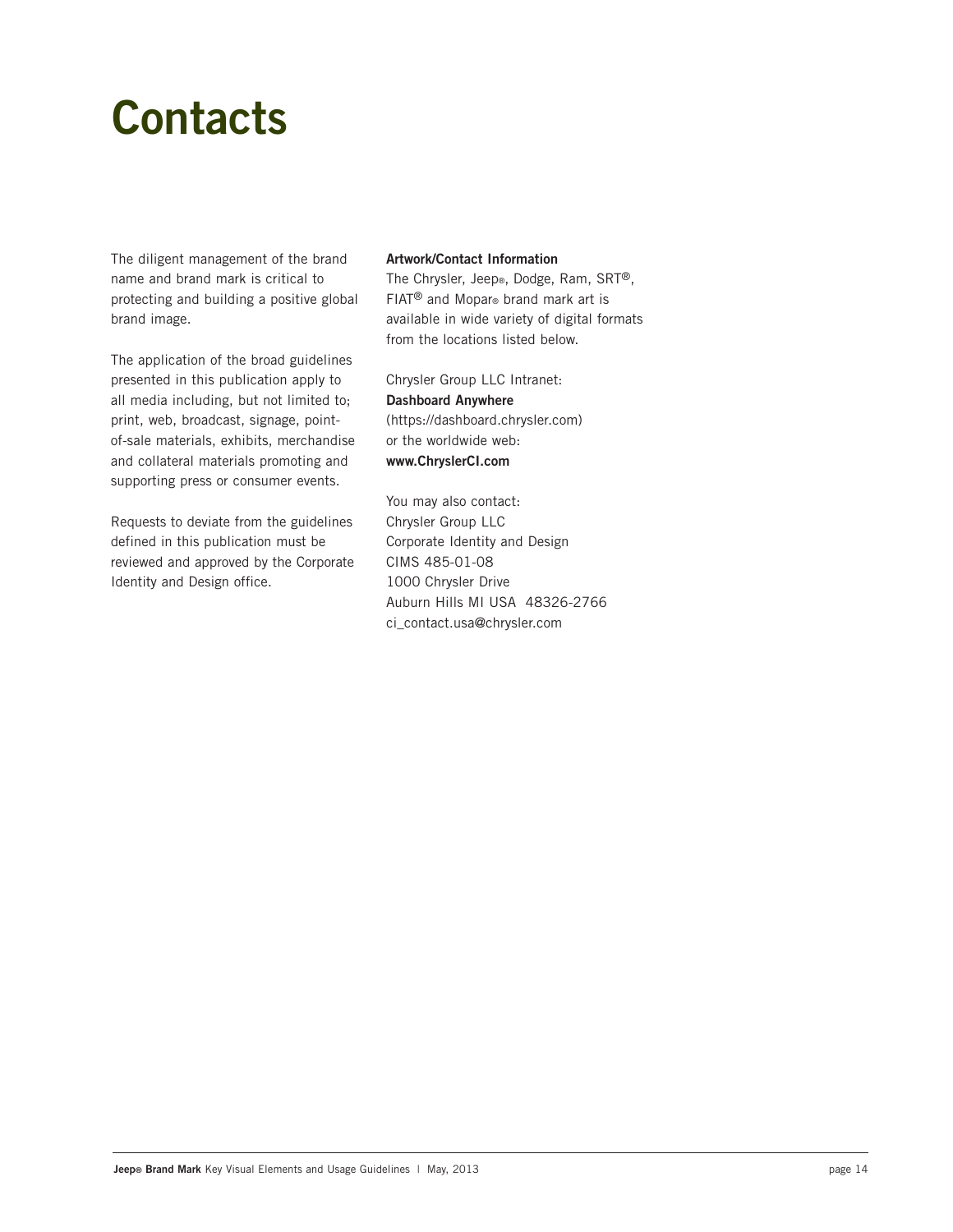# Contacts

The diligent management of the brand name and brand mark is critical to protecting and building a positive global brand image.

The application of the broad guidelines presented in this publication apply to all media including, but not limited to; print, web, broadcast, signage, point-of-sale materials, exhibits, merchandise and collateral materials promoting and supporting press or consumer events.

Requests to deviate from the guidelines defined in this publication must be reviewed and approved by the Corporate Identity and Design office.

**Artwork/Contact Information**

The Chrysler, Jeep®, Dodge, Ram, SRT®, FIAT® and Mopar® brand mark art is available in wide variety of digital formats from the locations listed below.

Chrysler Group LLC Intranet:
**Dashboard Anywhere**
(https://dashboard.chrysler.com)
or the worldwide web:
**www.ChryslerCI.com**

You may also contact:
Chrysler Group LLC
Corporate Identity and Design
CIMS 485-01-08
1000 Chrysler Drive
Auburn Hills MI USA 48326-2766
ci_contact.usa@chrysler.com